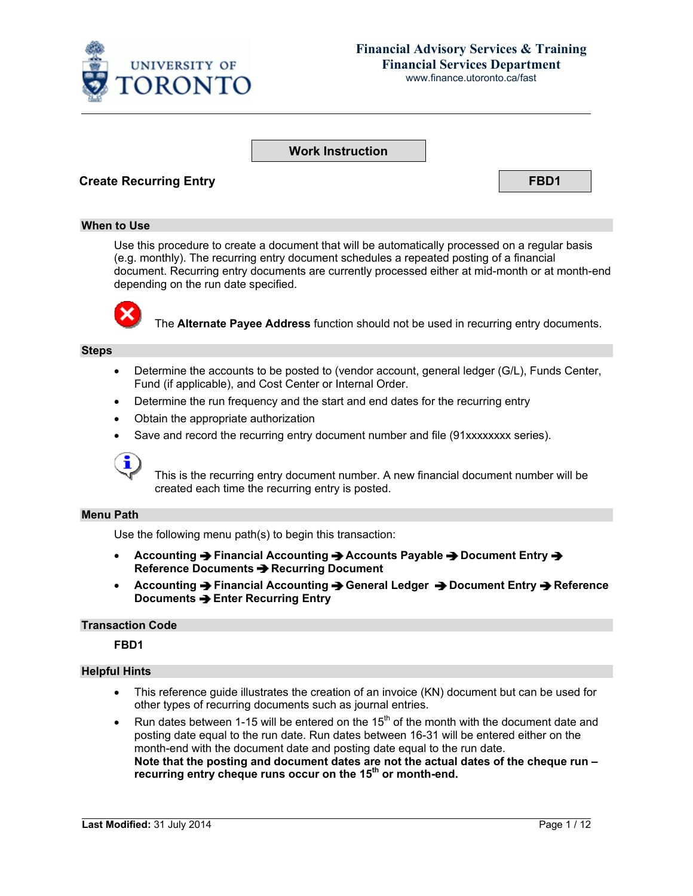**Financial Advisory Services & Training**
**Financial Services Department**
www.finance.utoronto.ca/fast

**Work Instruction**

# Create Recurring Entry

**FBD1**

## When to Use

Use this procedure to create a document that will be automatically processed on a regular basis (e.g. monthly). The recurring entry document schedules a repeated posting of a financial document. Recurring entry documents are currently processed either at mid-month or at month-end depending on the run date specified.

The **Alternate Payee Address** function should not be used in recurring entry documents.

## Steps

- Determine the accounts to be posted to (vendor account, general ledger (G/L), Funds Center, Fund (if applicable), and Cost Center or Internal Order.
- Determine the run frequency and the start and end dates for the recurring entry
- Obtain the appropriate authorization
- Save and record the recurring entry document number and file (91xxxxxxxx series).

This is the recurring entry document number. A new financial document number will be created each time the recurring entry is posted.

## Menu Path

Use the following menu path(s) to begin this transaction:

- **Accounting ➔ Financial Accounting ➔ Accounts Payable ➔ Document Entry ➔ Reference Documents ➔ Recurring Document**
- **Accounting ➔ Financial Accounting ➔ General Ledger ➔ Document Entry ➔ Reference Documents ➔ Enter Recurring Entry**

## Transaction Code

**FBD1**

## Helpful Hints

- This reference guide illustrates the creation of an invoice (KN) document but can be used for other types of recurring documents such as journal entries.
- Run dates between 1-15 will be entered on the 15th of the month with the document date and posting date equal to the run date. Run dates between 16-31 will be entered either on the month-end with the document date and posting date equal to the run date.
  **Note that the posting and document dates are not the actual dates of the cheque run – recurring entry cheque runs occur on the 15th or month-end.**

**Last Modified:** 31 July 2014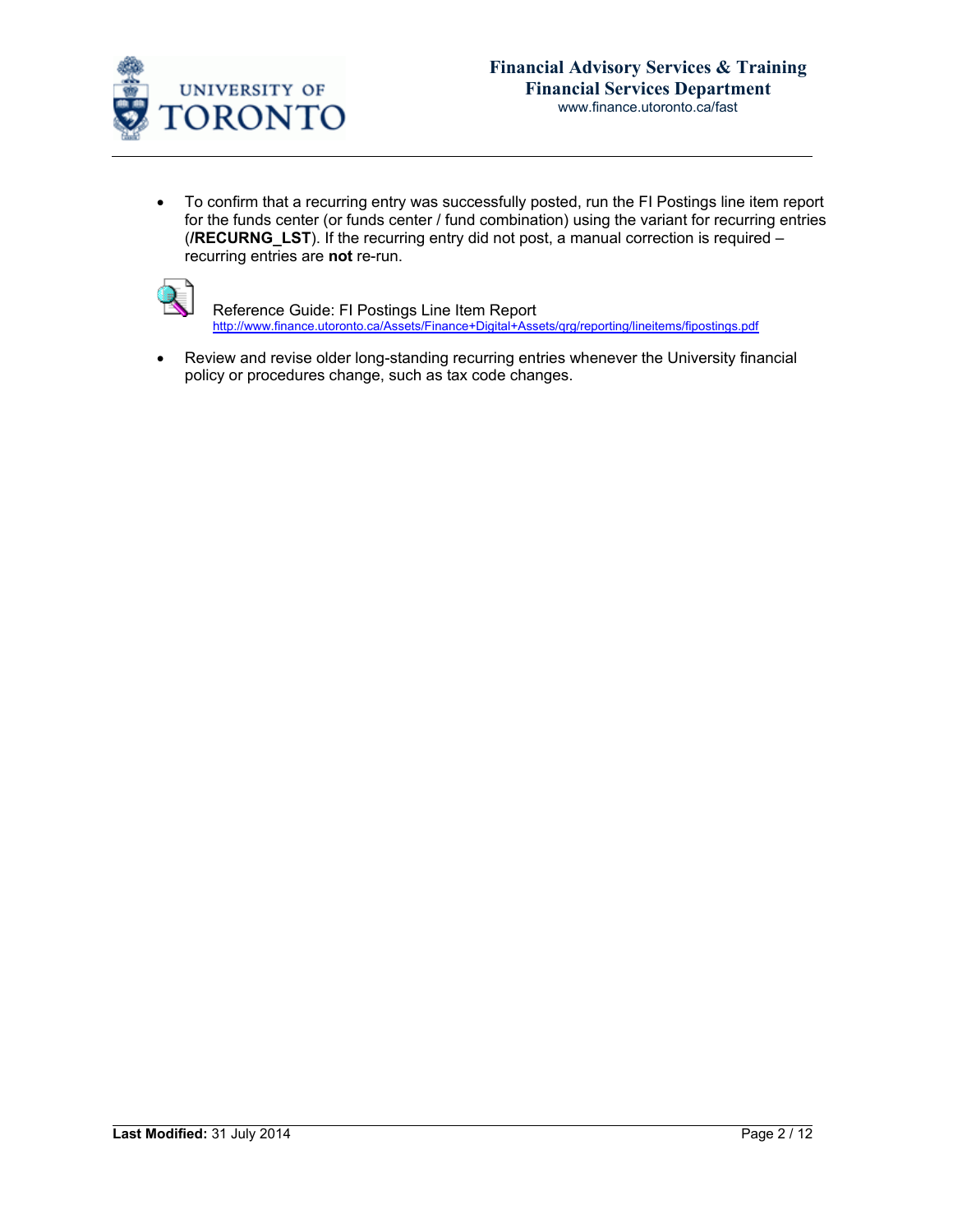- To confirm that a recurring entry was successfully posted, run the FI Postings line item report for the funds center (or funds center / fund combination) using the variant for recurring entries (**/RECURNG_LST**). If the recurring entry did not post, a manual correction is required – recurring entries are **not** re-run.

Reference Guide: FI Postings Line Item Report
http://www.finance.utoronto.ca/Assets/Finance+Digital+Assets/qrg/reporting/lineitems/fipostings.pdf

- Review and revise older long-standing recurring entries whenever the University financial policy or procedures change, such as tax code changes.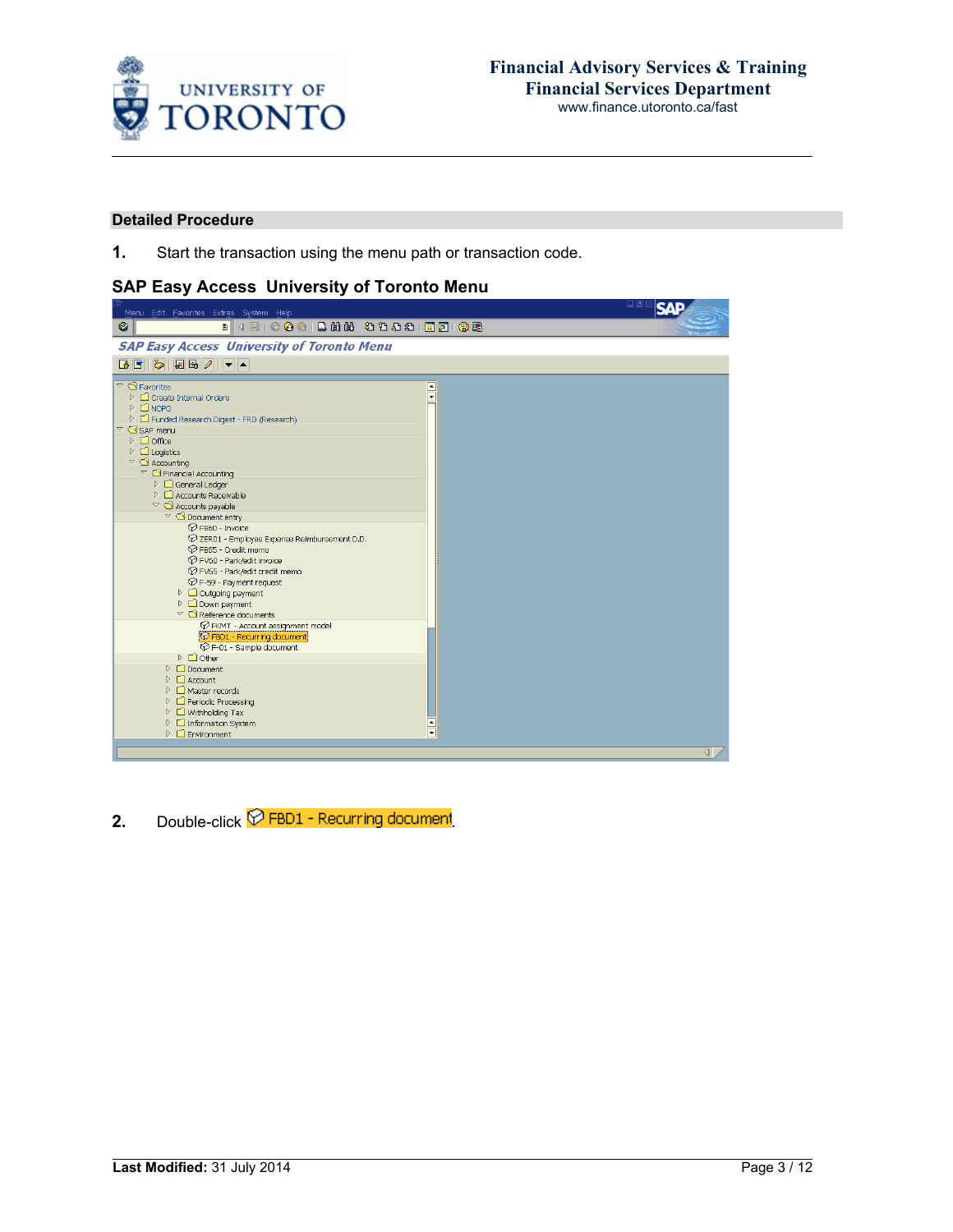## Detailed Procedure

1. Start the transaction using the menu path or transaction code.

**SAP Easy Access University of Toronto Menu**

2. Double-click FBD1 - Recurring document.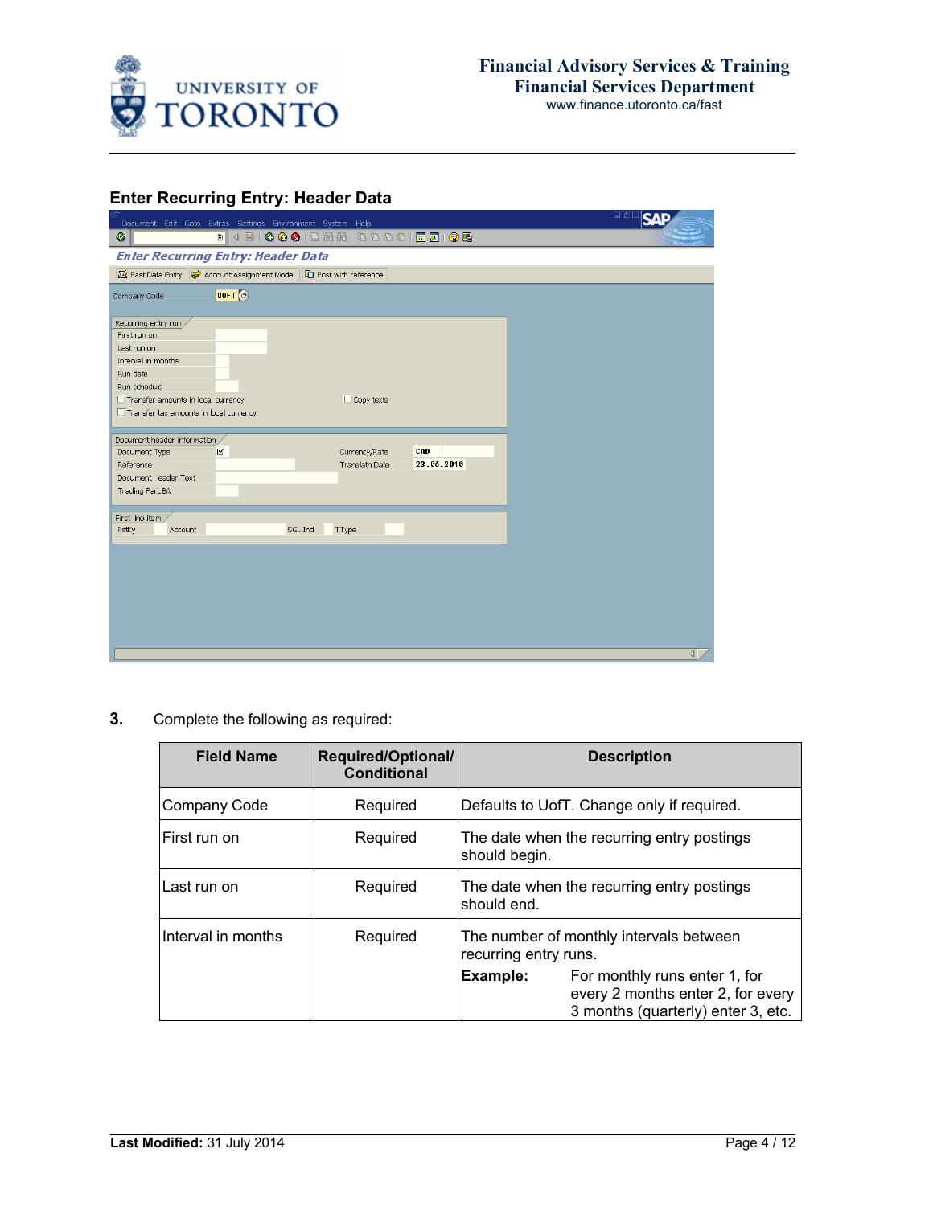## Enter Recurring Entry: Header Data

**3.** Complete the following as required:

| Field Name | Required/Optional/ Conditional | Description |
|---|---|---|
| Company Code | Required | Defaults to UofT. Change only if required. |
| First run on | Required | The date when the recurring entry postings should begin. |
| Last run on | Required | The date when the recurring entry postings should end. |
| Interval in months | Required | The number of monthly intervals between recurring entry runs. **Example:** For monthly runs enter 1, for every 2 months enter 2, for every 3 months (quarterly) enter 3, etc. |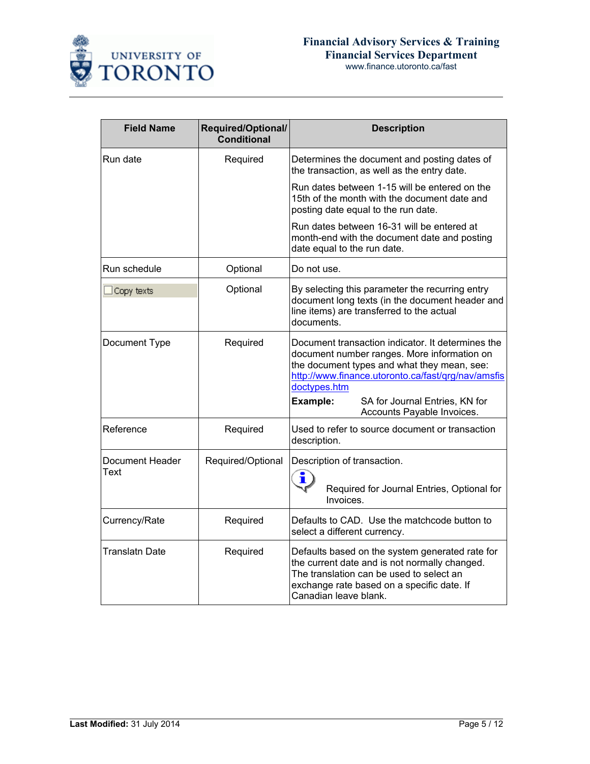| Field Name | Required/Optional/ Conditional | Description |
|---|---|---|
| Run date | Required | Determines the document and posting dates of the transaction, as well as the entry date.<br><br>Run dates between 1-15 will be entered on the 15th of the month with the document date and posting date equal to the run date.<br><br>Run dates between 16-31 will be entered at month-end with the document date and posting date equal to the run date. |
| Run schedule | Optional | Do not use. |
| ☐ Copy texts | Optional | By selecting this parameter the recurring entry document long texts (in the document header and line items) are transferred to the actual documents. |
| Document Type | Required | Document transaction indicator. It determines the document number ranges. More information on the document types and what they mean, see: [http://www.finance.utoronto.ca/fast/qrg/nav/amsfisdoctypes.htm](http://www.finance.utoronto.ca/fast/qrg/nav/amsfisdoctypes.htm)<br><br>**Example:** SA for Journal Entries, KN for Accounts Payable Invoices. |
| Reference | Required | Used to refer to source document or transaction description. |
| Document Header Text | Required/Optional | Description of transaction.<br><br>Required for Journal Entries, Optional for Invoices. |
| Currency/Rate | Required | Defaults to CAD. Use the matchcode button to select a different currency. |
| Translatn Date | Required | Defaults based on the system generated rate for the current date and is not normally changed. The translation can be used to select an exchange rate based on a specific date. If Canadian leave blank. |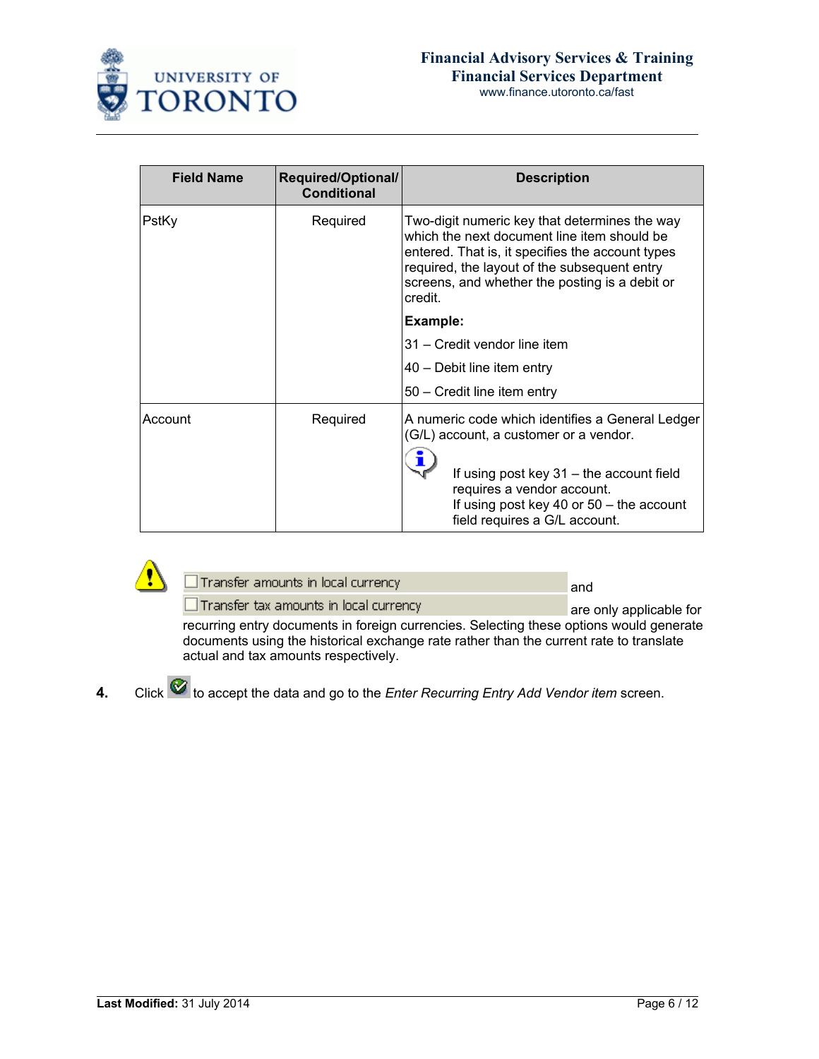| Field Name | Required/Optional/ Conditional | Description |
|---|---|---|
| PstKy | Required | Two-digit numeric key that determines the way which the next document line item should be entered. That is, it specifies the account types required, the layout of the subsequent entry screens, and whether the posting is a debit or credit.<br><br>**Example:**<br><br>31 – Credit vendor line item<br><br>40 – Debit line item entry<br><br>50 – Credit line item entry |
| Account | Required | A numeric code which identifies a General Ledger (G/L) account, a customer or a vendor.<br><br>If using post key 31 – the account field requires a vendor account.<br>If using post key 40 or 50 – the account field requires a G/L account. |

Transfer amounts in local currency and Transfer tax amounts in local currency are only applicable for recurring entry documents in foreign currencies. Selecting these options would generate documents using the historical exchange rate rather than the current rate to translate actual and tax amounts respectively.

**4.** Click to accept the data and go to the *Enter Recurring Entry Add Vendor item* screen.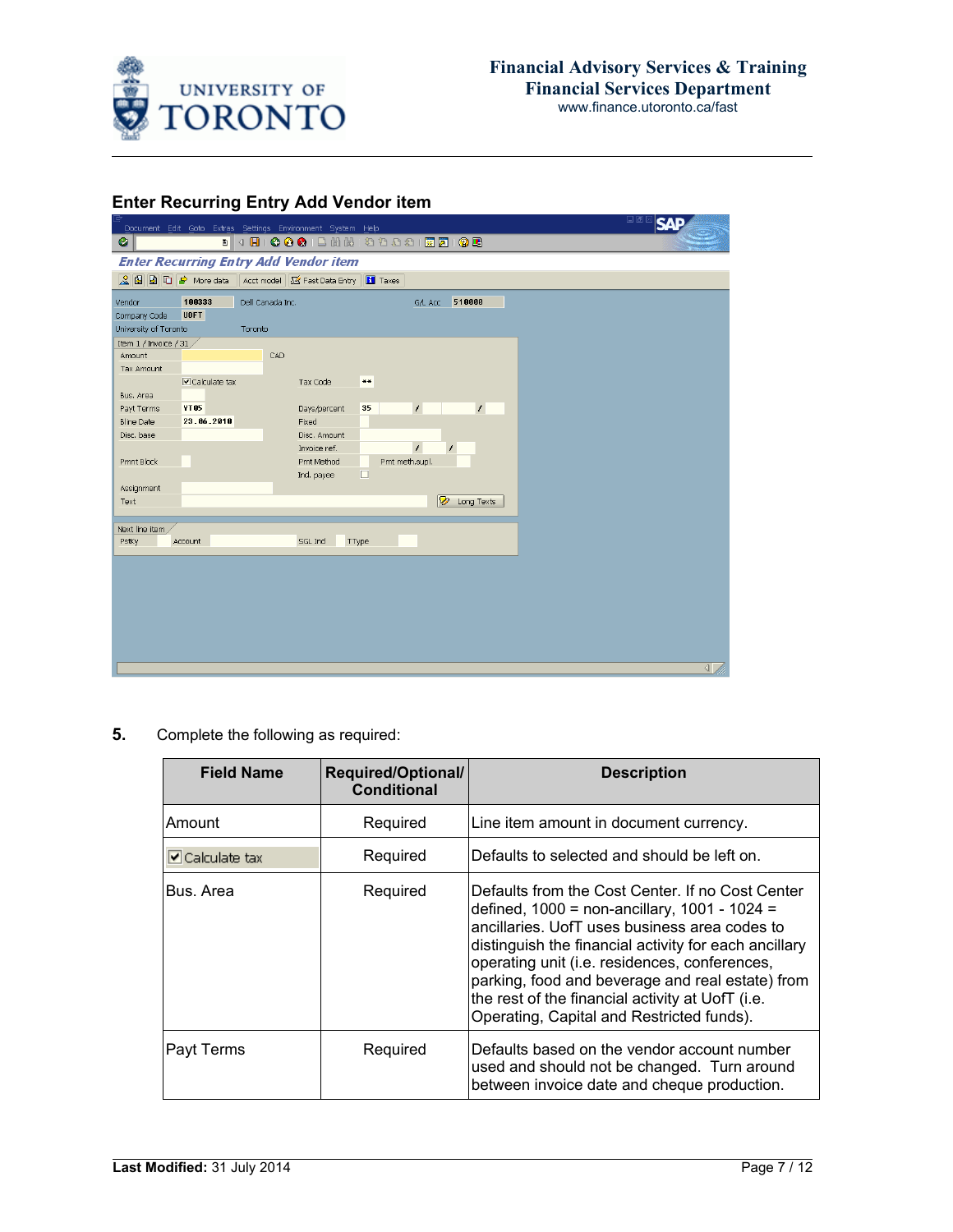## Enter Recurring Entry Add Vendor item

**5.** Complete the following as required:

| Field Name | Required/Optional/ Conditional | Description |
|---|---|---|
| Amount | Required | Line item amount in document currency. |
| ☑ Calculate tax | Required | Defaults to selected and should be left on. |
| Bus. Area | Required | Defaults from the Cost Center. If no Cost Center defined, 1000 = non-ancillary, 1001 - 1024 = ancillaries. UofT uses business area codes to distinguish the financial activity for each ancillary operating unit (i.e. residences, conferences, parking, food and beverage and real estate) from the rest of the financial activity at UofT (i.e. Operating, Capital and Restricted funds). |
| Payt Terms | Required | Defaults based on the vendor account number used and should not be changed. Turn around between invoice date and cheque production. |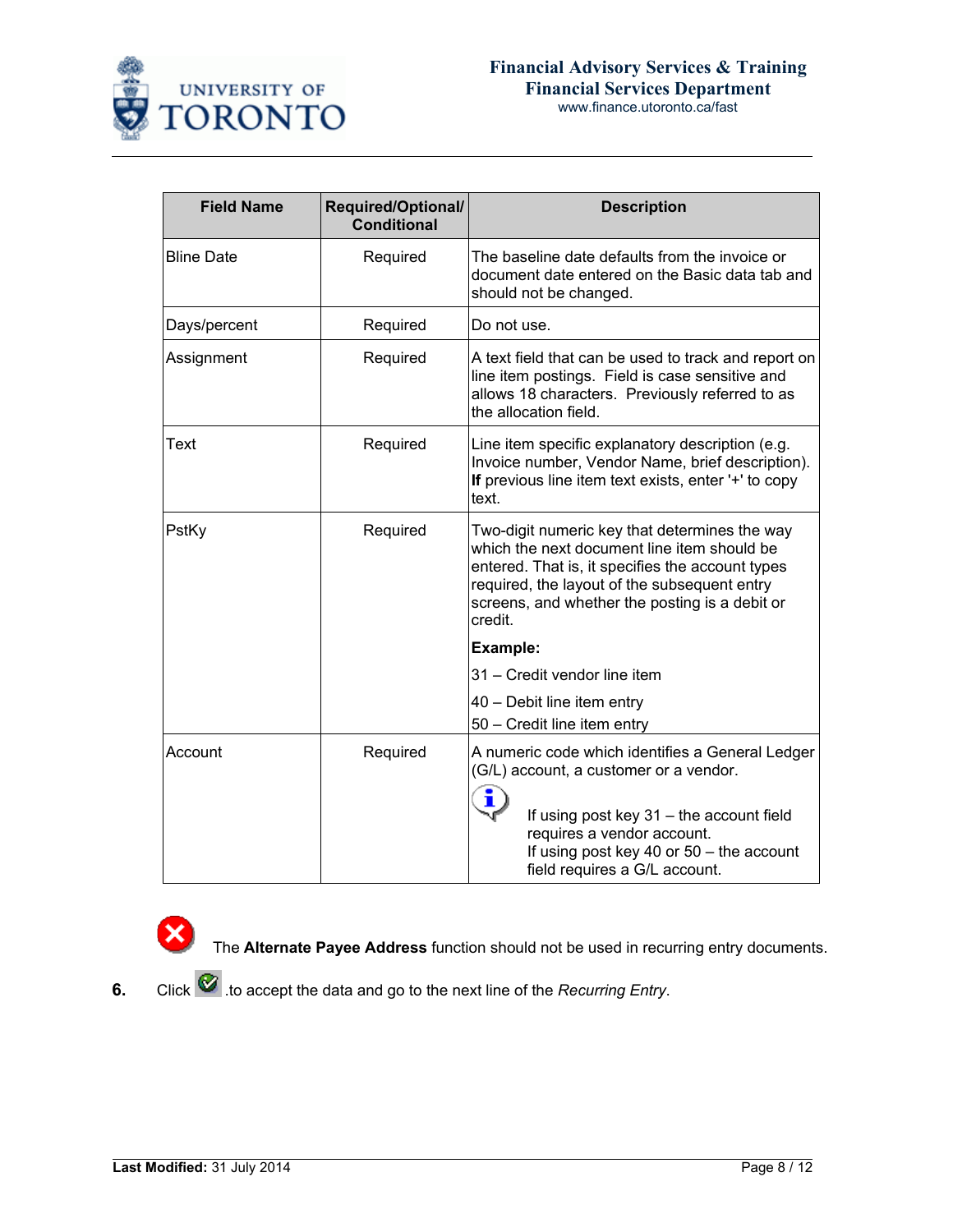| Field Name | Required/Optional/ Conditional | Description |
|---|---|---|
| Bline Date | Required | The baseline date defaults from the invoice or document date entered on the Basic data tab and should not be changed. |
| Days/percent | Required | Do not use. |
| Assignment | Required | A text field that can be used to track and report on line item postings. Field is case sensitive and allows 18 characters. Previously referred to as the allocation field. |
| Text | Required | Line item specific explanatory description (e.g. Invoice number, Vendor Name, brief description). **If** previous line item text exists, enter '+' to copy text. |
| PstKy | Required | Two-digit numeric key that determines the way which the next document line item should be entered. That is, it specifies the account types required, the layout of the subsequent entry screens, and whether the posting is a debit or credit.<br><br>**Example:**<br><br>31 – Credit vendor line item<br><br>40 – Debit line item entry<br><br>50 – Credit line item entry |
| Account | Required | A numeric code which identifies a General Ledger (G/L) account, a customer or a vendor.<br><br>If using post key 31 – the account field requires a vendor account.<br>If using post key 40 or 50 – the account field requires a G/L account. |

The **Alternate Payee Address** function should not be used in recurring entry documents.

**6.** Click .to accept the data and go to the next line of the *Recurring Entry*.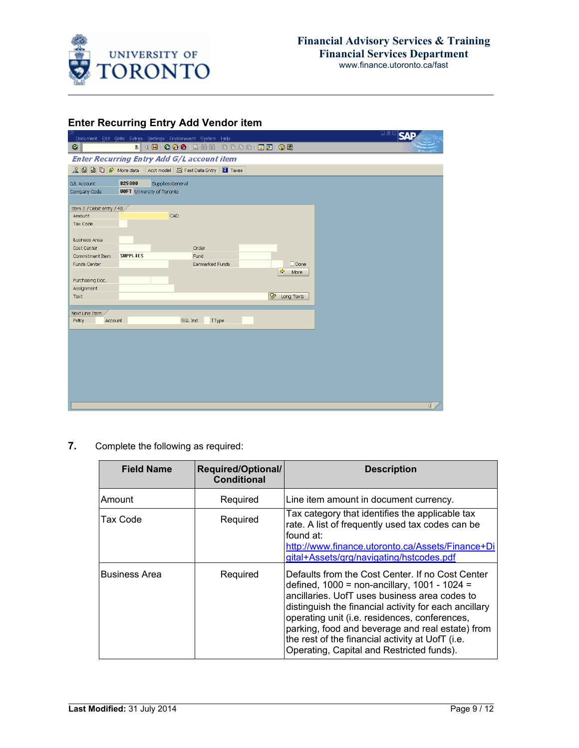## Enter Recurring Entry Add Vendor item

7. Complete the following as required:

| Field Name | Required/Optional/ Conditional | Description |
|---|---|---|
| Amount | Required | Line item amount in document currency. |
| Tax Code | Required | Tax category that identifies the applicable tax rate. A list of frequently used tax codes can be found at: http://www.finance.utoronto.ca/Assets/Finance+Digital+Assets/qrg/navigating/hstcodes.pdf |
| Business Area | Required | Defaults from the Cost Center. If no Cost Center defined, 1000 = non-ancillary, 1001 - 1024 = ancillaries. UofT uses business area codes to distinguish the financial activity for each ancillary operating unit (i.e. residences, conferences, parking, food and beverage and real estate) from the rest of the financial activity at UofT (i.e. Operating, Capital and Restricted funds). |

**Last Modified:** 31 July 2014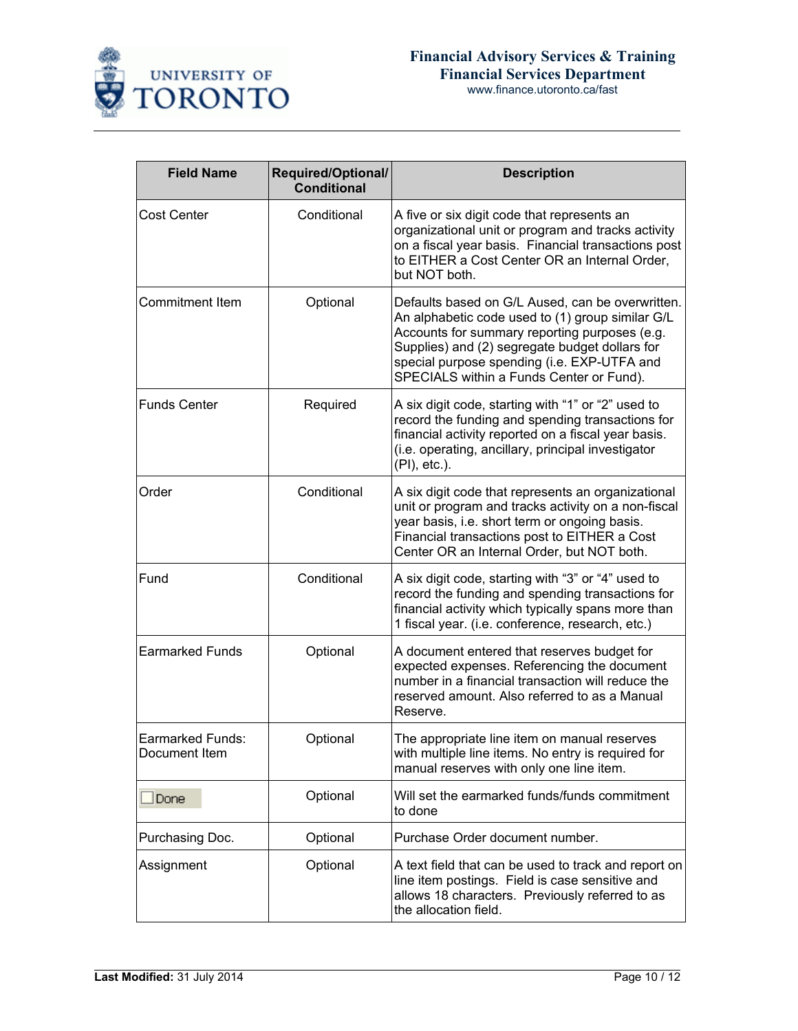| Field Name | Required/Optional/ Conditional | Description |
| --- | --- | --- |
| Cost Center | Conditional | A five or six digit code that represents an organizational unit or program and tracks activity on a fiscal year basis. Financial transactions post to EITHER a Cost Center OR an Internal Order, but NOT both. |
| Commitment Item | Optional | Defaults based on G/L Aused, can be overwritten. An alphabetic code used to (1) group similar G/L Accounts for summary reporting purposes (e.g. Supplies) and (2) segregate budget dollars for special purpose spending (i.e. EXP-UTFA and SPECIALS within a Funds Center or Fund). |
| Funds Center | Required | A six digit code, starting with “1” or “2” used to record the funding and spending transactions for financial activity reported on a fiscal year basis. (i.e. operating, ancillary, principal investigator (PI), etc.). |
| Order | Conditional | A six digit code that represents an organizational unit or program and tracks activity on a non-fiscal year basis, i.e. short term or ongoing basis. Financial transactions post to EITHER a Cost Center OR an Internal Order, but NOT both. |
| Fund | Conditional | A six digit code, starting with “3” or “4” used to record the funding and spending transactions for financial activity which typically spans more than 1 fiscal year. (i.e. conference, research, etc.) |
| Earmarked Funds | Optional | A document entered that reserves budget for expected expenses. Referencing the document number in a financial transaction will reduce the reserved amount. Also referred to as a Manual Reserve. |
| Earmarked Funds: Document Item | Optional | The appropriate line item on manual reserves with multiple line items. No entry is required for manual reserves with only one line item. |
| ☐ Done | Optional | Will set the earmarked funds/funds commitment to done |
| Purchasing Doc. | Optional | Purchase Order document number. |
| Assignment | Optional | A text field that can be used to track and report on line item postings. Field is case sensitive and allows 18 characters. Previously referred to as the allocation field. |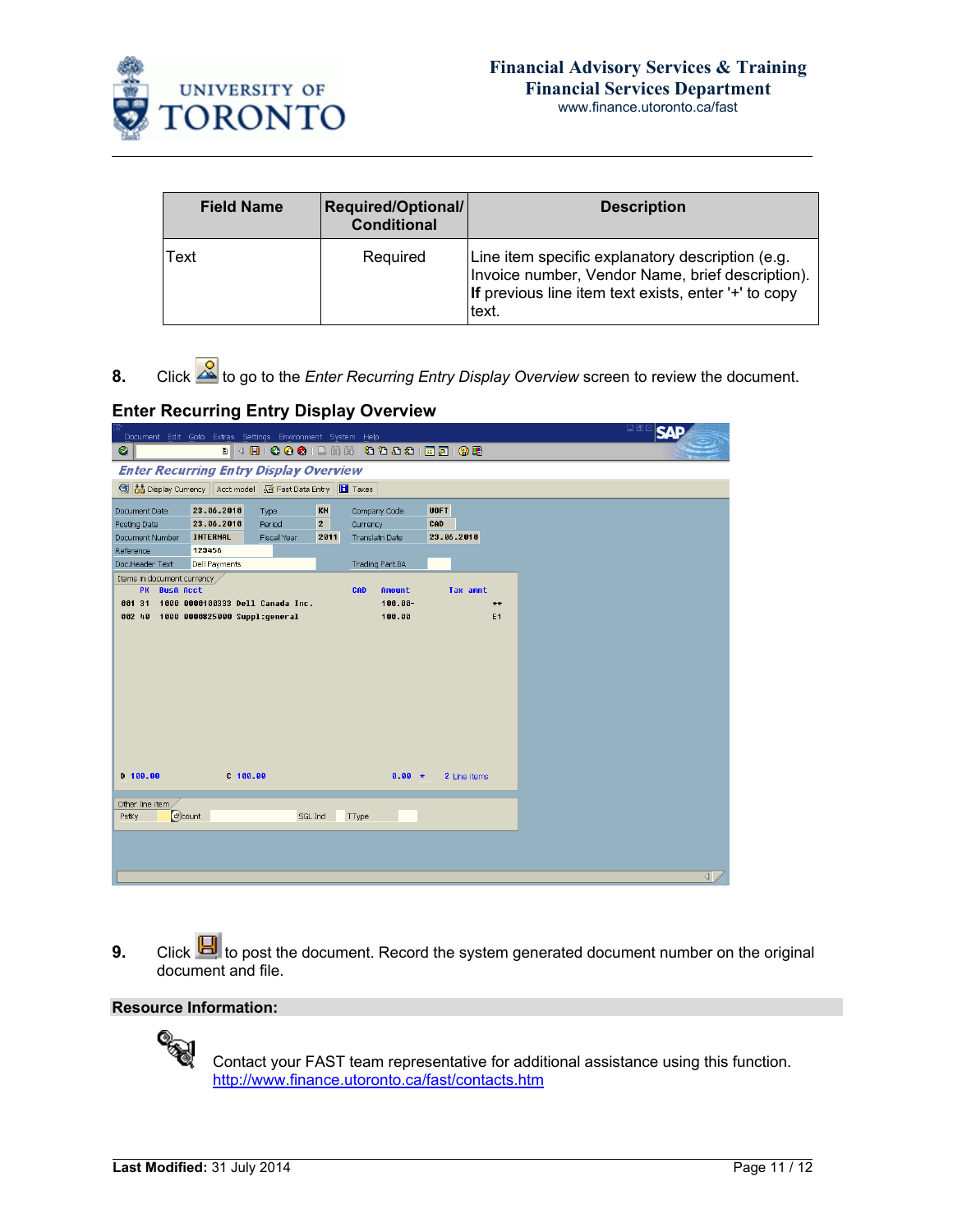| Field Name | Required/Optional/ Conditional | Description |
|---|---|---|
| Text | Required | Line item specific explanatory description (e.g. Invoice number, Vendor Name, brief description). **If** previous line item text exists, enter '+' to copy text. |

**8.** Click to go to the *Enter Recurring Entry Display Overview* screen to review the document.

### Enter Recurring Entry Display Overview

**9.** Click to post the document. Record the system generated document number on the original document and file.

**Resource Information:**

Contact your FAST team representative for additional assistance using this function.
http://www.finance.utoronto.ca/fast/contacts.htm

**Last Modified:** 31 July 2014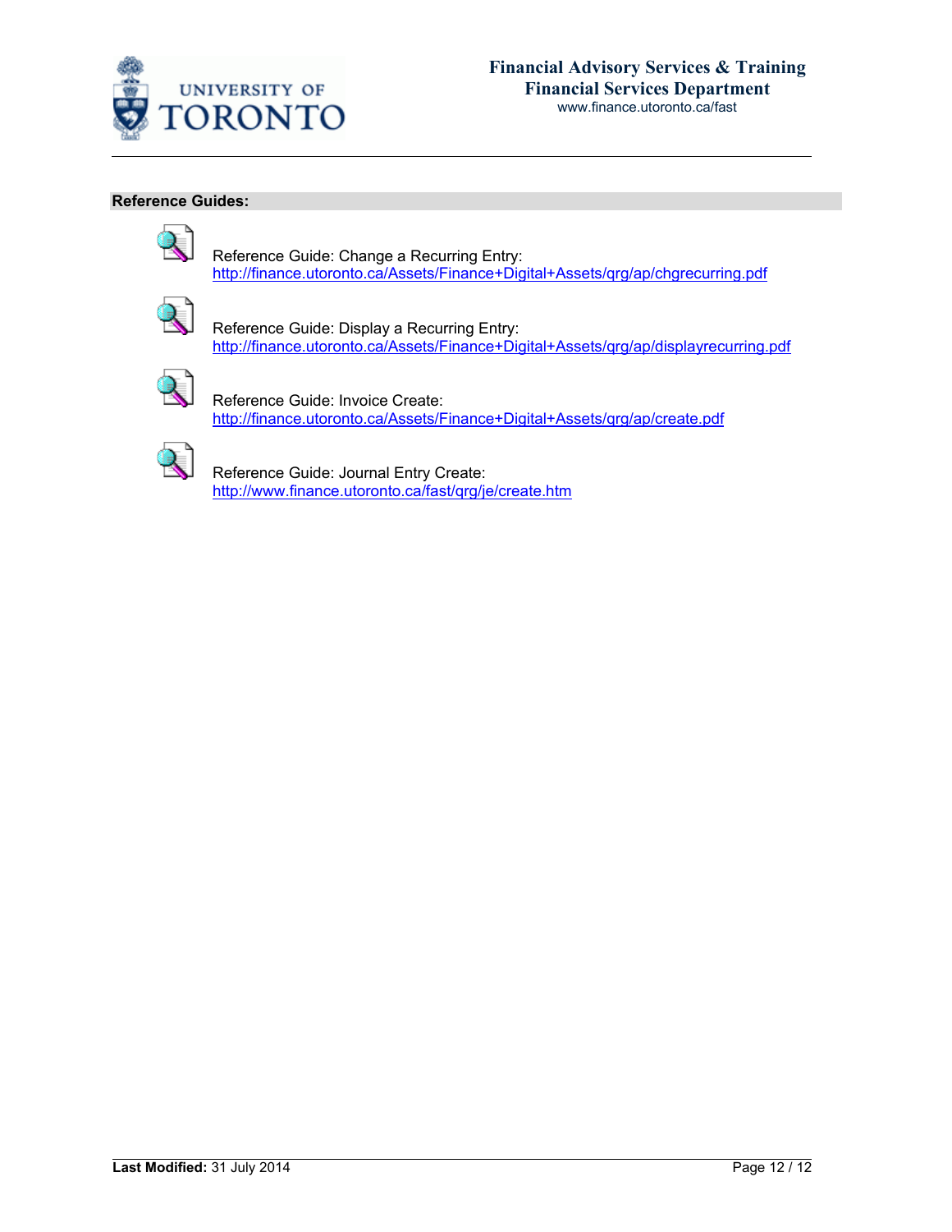**Reference Guides:**

Reference Guide: Change a Recurring Entry:
http://finance.utoronto.ca/Assets/Finance+Digital+Assets/qrg/ap/chgrecurring.pdf

Reference Guide: Display a Recurring Entry:
http://finance.utoronto.ca/Assets/Finance+Digital+Assets/qrg/ap/displayrecurring.pdf

Reference Guide: Invoice Create:
http://finance.utoronto.ca/Assets/Finance+Digital+Assets/qrg/ap/create.pdf

Reference Guide: Journal Entry Create:
http://www.finance.utoronto.ca/fast/qrg/je/create.htm